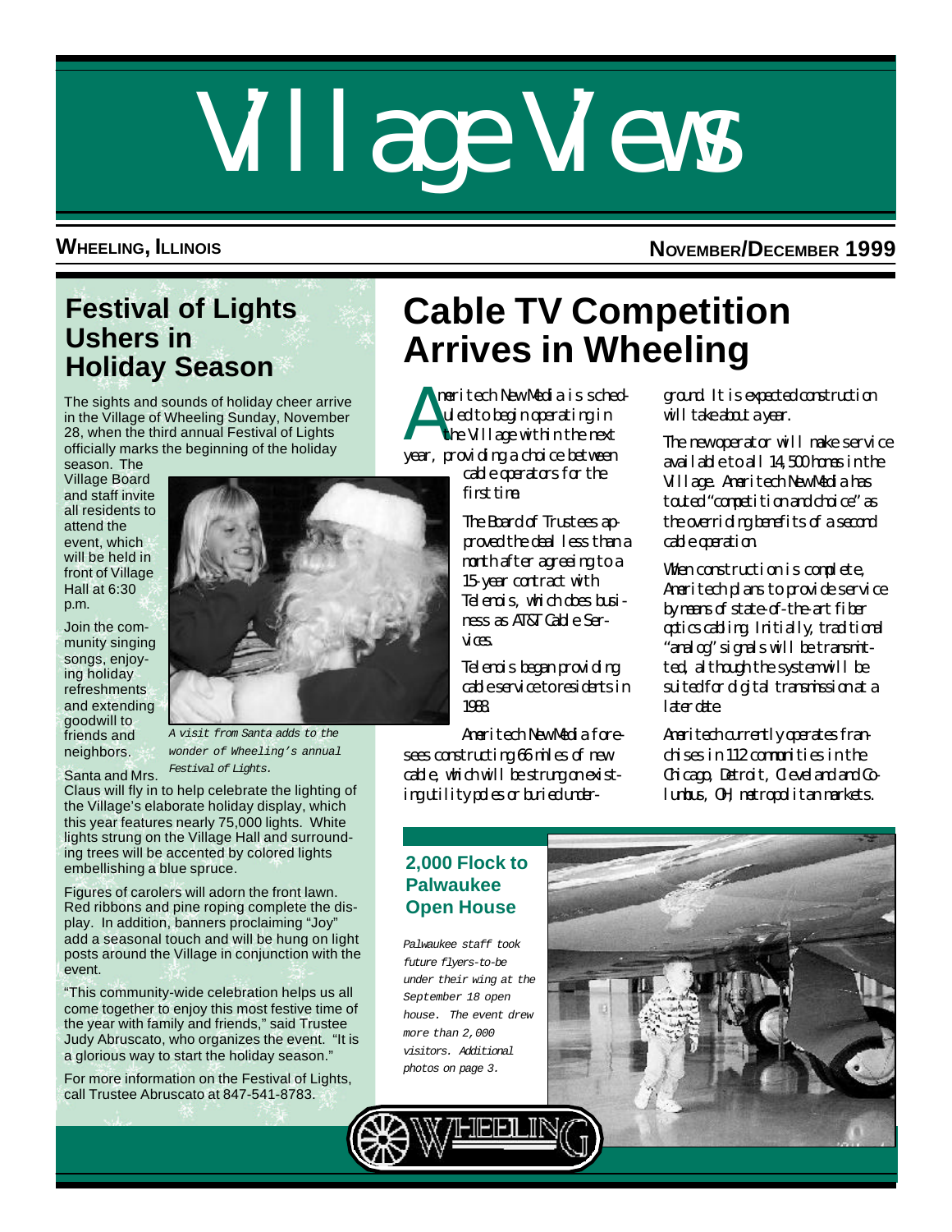# Village Views

**WHEELING, ILLINOIS** **NOVEMBER/DECEMBER 1999**

## Festival of Lights Ushers in Holiday Season

The sights and sounds of holiday cheer arrive in the Village of Wheeling Sunday, November 28, when the third annual Festival of Lights officially marks the beginning of the holiday season. The Village Board and staff invite all residents to attend the event, which will be held in front of Village Hall at 6:30 p.m.

Join the community singing songs, enjoying holiday refreshments and extending goodwill to friends and neighbors.

*A visit from Santa adds to the wonder of Wheeling's annual Festival of Lights.*

Santa and Mrs. Claus will fly in to help celebrate the lighting of the Village's elaborate holiday display, which this year features nearly 75,000 lights. White lights strung on the Village Hall and surrounding trees will be accented by colored lights embellishing a blue spruce.

Figures of carolers will adorn the front lawn. Red ribbons and pine roping complete the display. In addition, banners proclaiming "Joy" add a seasonal touch and will be hung on light posts around the Village in conjunction with the event.

"This community-wide celebration helps us all come together to enjoy this most festive time of the year with family and friends," said Trustee Judy Abruscato, who organizes the event. "It is a glorious way to start the holiday season."

For more information on the Festival of Lights, call Trustee Abruscato at 847-541-8783.

## Cable TV Competition Arrives in Wheeling

Ameritech New Media is scheduled to begin operating in the Village within the next year, providing a choice between cable operators for the first time.

The Board of Trustees approved the deal less than a month after agreeing to a 15-year contract with Telenois, which does business as AT&T Cable Services.

Telenois began providing cable service to residents in 1988.

Ameritech New Media foresees constructing 66 miles of new cable, which will be strung on existing utility poles or buried underground. It is expected construction will take about a year.

The new operator will make service available to all 14,500 homes in the Village. Ameritech New Media has touted "competition and choice" as the overriding benefits of a second cable operation.

When construction is complete, Ameritech plans to provide service by means of state-of-the-art fiber optics cabling. Initially, traditional "analog" signals will be transmitted, although the system will be suited for digital transmission at a later date.

Ameritech currently operates franchises in 112 communities in the Chicago, Detroit, Cleveland and Columbus, OH, metropolitan markets.

### 2,000 Flock to Palwaukee Open House

*Palwaukee staff took future flyers-to-be under their wing at the September 18 open house. The event drew more than 2,000 visitors. Additional photos on page 3.*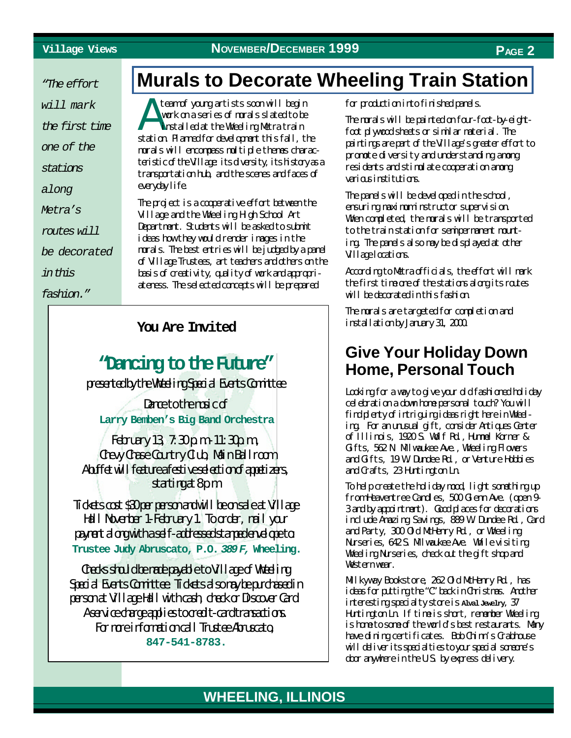# Murals to Decorate Wheeling Train Station

*"The effort will mark the first time one of the stations along Metra's routes will be decorated in this fashion."*

A team of young artists soon will begin work on a series of murals slated to be installed at the Wheeling Metra train station. Planned for development this fall, the murals will encompass multiple themes characteristic of the Village: its diversity, its history as a transportation hub, and the scenes and faces of everyday life.

The project is a cooperative effort between the Village and the Wheeling High School Art Department. Students will be asked to submit ideas how they would render images in the murals. The best entries will be judged by a panel of Village Trustees, art teachers and others on the basis of creativity, quality of work and appropriateness. The selected concepts will be prepared for production into finished panels.

The murals will be painted on four-foot-by-eight-foot plywood sheets or similar material. The paintings are part of the Village's greater effort to promote diversity and understanding among residents and stimulate cooperation among various institutions.

The panels will be developed in the school, ensuring maximum instructor supervision. When completed, the murals will be transported to the train station for semipermanent mounting. The panels also may be displayed at other Village locations.

According to Metra officials, the effort will mark the first time one of the stations along its routes will be decorated in this fashion.

The murals are targeted for completion and installation by January 31, 2000.

---

**You Are Invited**

## "Dancing to the Future"

*presented by the Wheeling Special Events Committee*

*Dance to the music of*

**Larry Bemben's Big Band Orchestra**

*February 13, 7:30 p.m.-11:30 p.m.,*
*Chevy Chase Country Club, Main Ballroom*
*A buffet will feature a festive selection of appetizers, starting at 8 p.m.*

*Tickets cost $30 per person and will be on sale at Village Hall November 1-February 1. To order, mail your payment along with a self-addressed stamped envelope to:*
**Trustee Judy Abruscato, P.O. *389 F*, Wheeling.**

*Checks should be made payable to Village of Wheeling Special Events Committee. Tickets also may be purchased in person at Village Hall with cash, check or Discover Card. A service charge applies to credit-card transactions. For more information call Trustee Abruscato,*
**847-541-8783.**

---

## Give Your Holiday Down Home, Personal Touch

Looking for a way to give your old fashioned holiday celebration a down home personal touch? You will find plenty of intriguing ideas right here in Wheeling. For an unusual gift, consider Antiques Center of Illinois, 1920 S. Wolf Rd., Hummel Korner & Gifts, 562 N. Milwaukee Ave., Wheeling Flowers and Gifts, 19 W. Dundee Rd., or Venture Hobbies and Crafts, 23 Huntington Ln.

To help create the holiday mood, light something up from Heaventree Candles, 500 Glenn Ave. (open 9-3 and by appointment). Good places for decorations include Amazing Savings, 889 W. Dundee Rd., Card and Party, 300 Old McHenry Rd., or Wheeling Nurseries, 642 S. Milwaukee Ave. While visiting Wheeling Nurseries, check out the gift shop and Western wear.

Milkyway Bookstore, 262 Old McHenry Rd., has ideas for putting the "C" back in Christmas. Another interesting specialty store is Alval Jewelry, 37 Huntington Ln. If time is short, remember Wheeling is home to some of the world's best restaurants. Many have dining certificates. Bob Chinn's Crabhouse will deliver its specialties to your special someone's door anywhere in the U.S. by express delivery.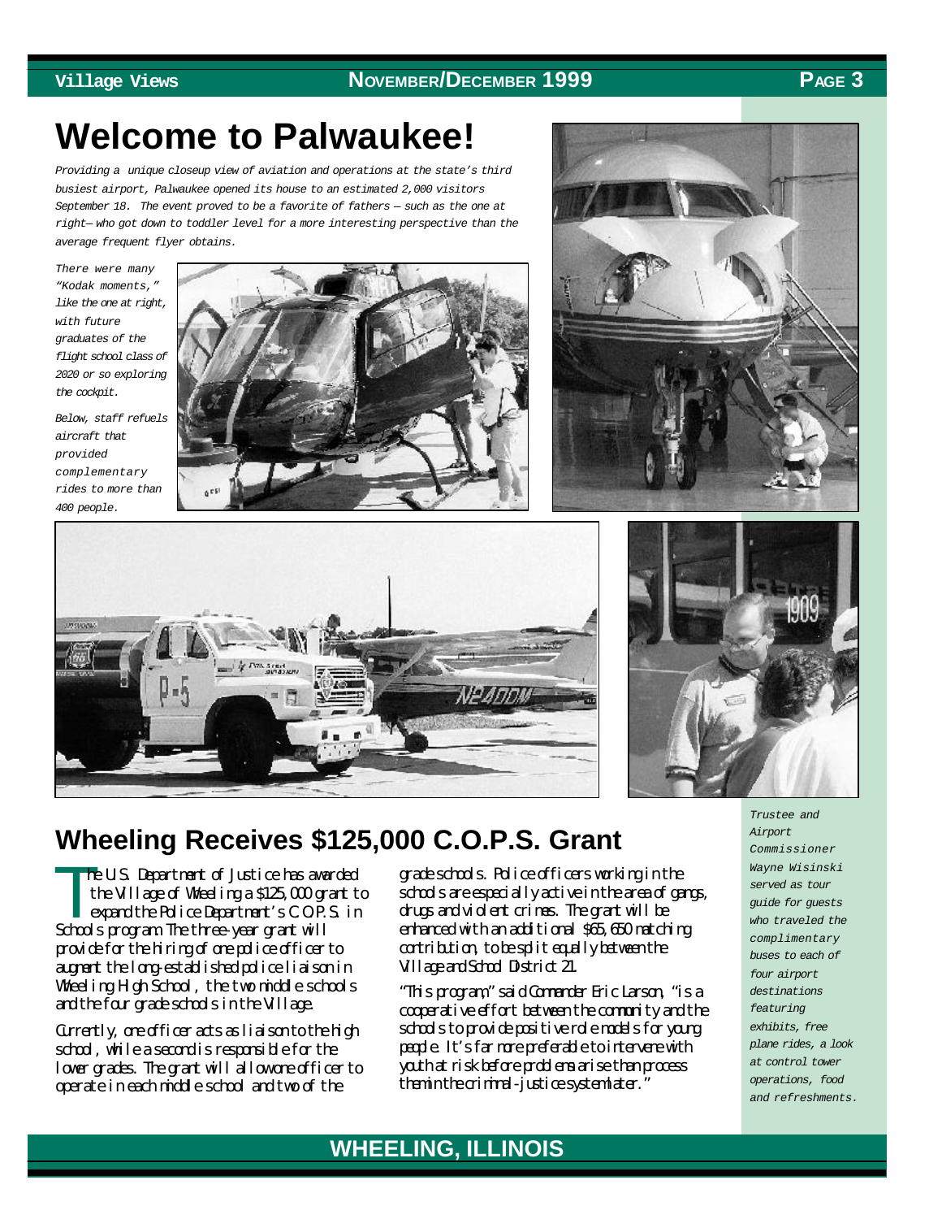# Welcome to Palwaukee!

*Providing a unique closeup view of aviation and operations at the state's third busiest airport, Palwaukee opened its house to an estimated 2,000 visitors September 18. The event proved to be a favorite of fathers — such as the one at right— who got down to toddler level for a more interesting perspective than the average frequent flyer obtains.*

*There were many "Kodak moments," like the one at right, with future graduates of the flight school class of 2020 or so exploring the cockpit.*

*Below, staff refuels aircraft that provided complementary rides to more than 400 people.*

*Trustee and Airport Commissioner Wayne Wisinski served as tour guide for guests who traveled the complimentary buses to each of four airport destinations featuring exhibits, free plane rides, a look at control tower operations, food and refreshments.*

## Wheeling Receives $125,000 C.O.P.S. Grant

The U.S. Department of Justice has awarded the Village of Wheeling a $125,000 grant to expand the Police Department's C.O.P.S. in Schools program. The three-year grant will provide for the hiring of one police officer to augment the long-established police liaison in Wheeling High School, the two middle schools and the four grade schools in the Village.

Currently, one officer acts as liaison to the high school, while a second is responsible for the lower grades. The grant will allow one officer to operate in each middle school and two of the grade schools. Police officers working in the schools are especially active in the area of gangs, drugs and violent crimes. The grant will be enhanced with an additional $65,650 matching contribution, to be split equally between the Village and School District 21.

"This program," said Commander Eric Larson, "is a cooperative effort between the community and the schools to provide positive role models for young people. It's far more preferable to intervene with youth at risk before problems arise than process them in the criminal-justice system later."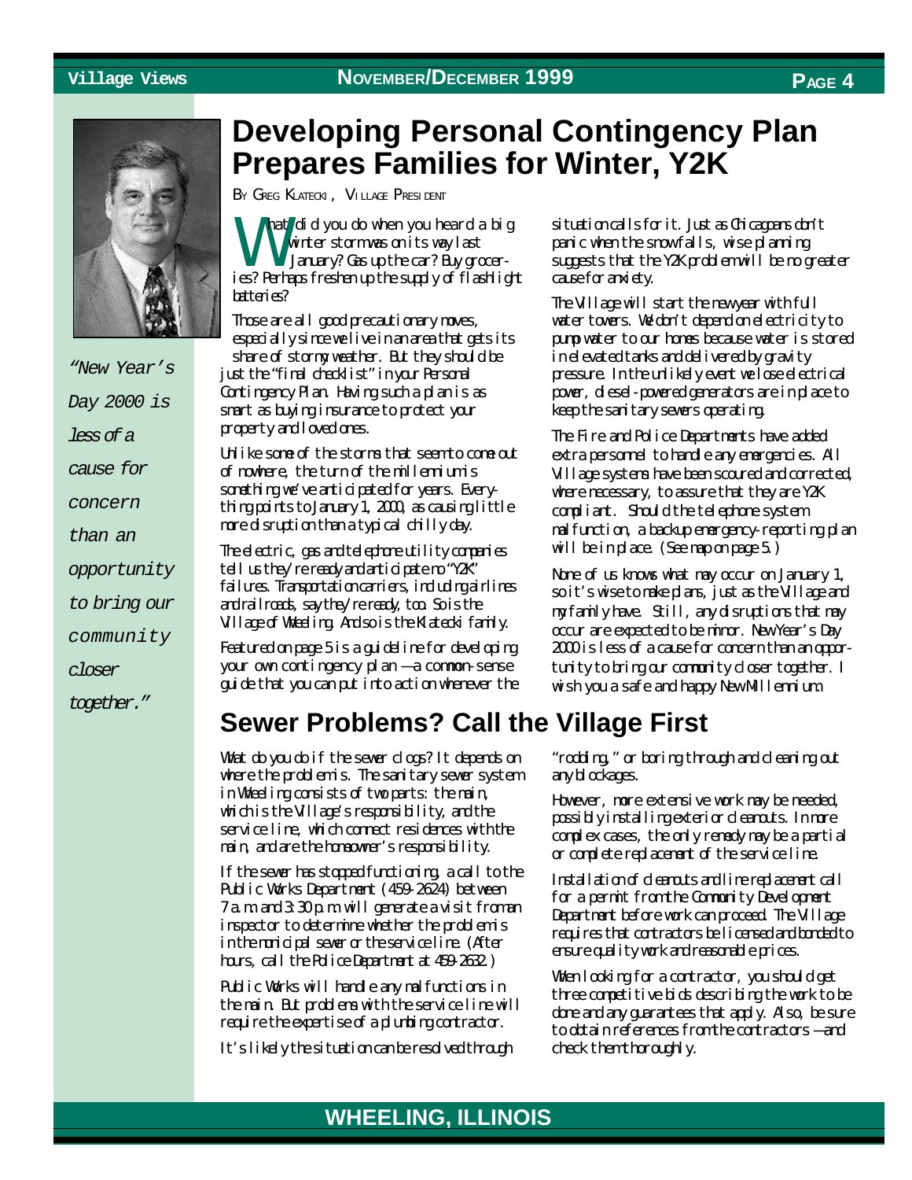# Developing Personal Contingency Plan Prepares Families for Winter, Y2K

BY GREG KLATECKI, VILLAGE PRESIDENT

*"New Year's Day 2000 is less of a cause for concern than an opportunity to bring our community closer together."*

What did you do when you heard a big winter storm was on its way last January? Gas up the car? Buy groceries? Perhaps freshen up the supply of flashlight batteries?

Those are all good precautionary moves, especially since we live in an area that gets its share of stormy weather. But they should be just the "final checklist" in your Personal Contingency Plan. Having such a plan is as smart as buying insurance to protect your property and loved ones.

Unlike some of the storms that seem to come out of nowhere, the turn of the millennium is something we've anticipated for years. Everything points to January 1, 2000, as causing little more disruption than a typical chilly day.

The electric, gas and telephone utility companies tell us they're ready and anticipate no "Y2K" failures. Transportation carriers, including airlines and railroads, say they're ready, too. So is the Village of Wheeling. And so is the Klatecki family.

Featured on page 5 is a guideline for developing your own contingency plan — a common-sense guide that you can put into action whenever the situation calls for it. Just as Chicagoans don't panic when the snow falls, wise planning suggests that the Y2K problem will be no greater cause for anxiety.

The Village will start the new year with full water towers. We don't depend on electricity to pump water to our homes because water is stored in elevated tanks and delivered by gravity pressure. In the unlikely event we lose electrical power, diesel-powered generators are in place to keep the sanitary sewers operating.

The Fire and Police Departments have added extra personnel to handle any emergencies. All Village systems have been scoured and corrected, where necessary, to assure that they are Y2K compliant. Should the telephone system malfunction, a backup emergency-reporting plan will be in place. (See map on page 5.)

None of us knows what may occur on January 1, so it's wise to make plans, just as the Village and my family have. Still, any disruptions that may occur are expected to be minor. New Year's Day 2000 is less of a cause for concern than an opportunity to bring our community closer together. I wish you a safe and happy New Millennium.

# Sewer Problems? Call the Village First

What do you do if the sewer clogs? It depends on where the problem is. The sanitary sewer system in Wheeling consists of two parts: the main, which is the Village's responsibility, and the service line, which connect residences with the main, and are the homeowner's responsibility.

If the sewer has stopped functioning, a call to the Public Works Department (459-2624) between 7 a.m. and 3:30 p.m. will generate a visit from an inspector to determine whether the problem is in the municipal sewer or the service line. (After hours, call the Police Department at 459-2632.)

Public Works will handle any malfunctions in the main. But problems with the service line will require the expertise of a plumbing contractor.

It's likely the situation can be resolved through "rodding," or boring through and cleaning out any blockages.

However, more extensive work may be needed, possibly installing exterior cleanouts. In more complex cases, the only remedy may be a partial or complete replacement of the service line.

Installation of cleanouts and line replacement call for a permit from the Community Development Department before work can proceed. The Village requires that contractors be licensed and bonded to ensure quality work and reasonable prices.

When looking for a contractor, you should get three competitive bids describing the work to be done and any guarantees that apply. Also, be sure to obtain references from the contractors — and check them thoroughly.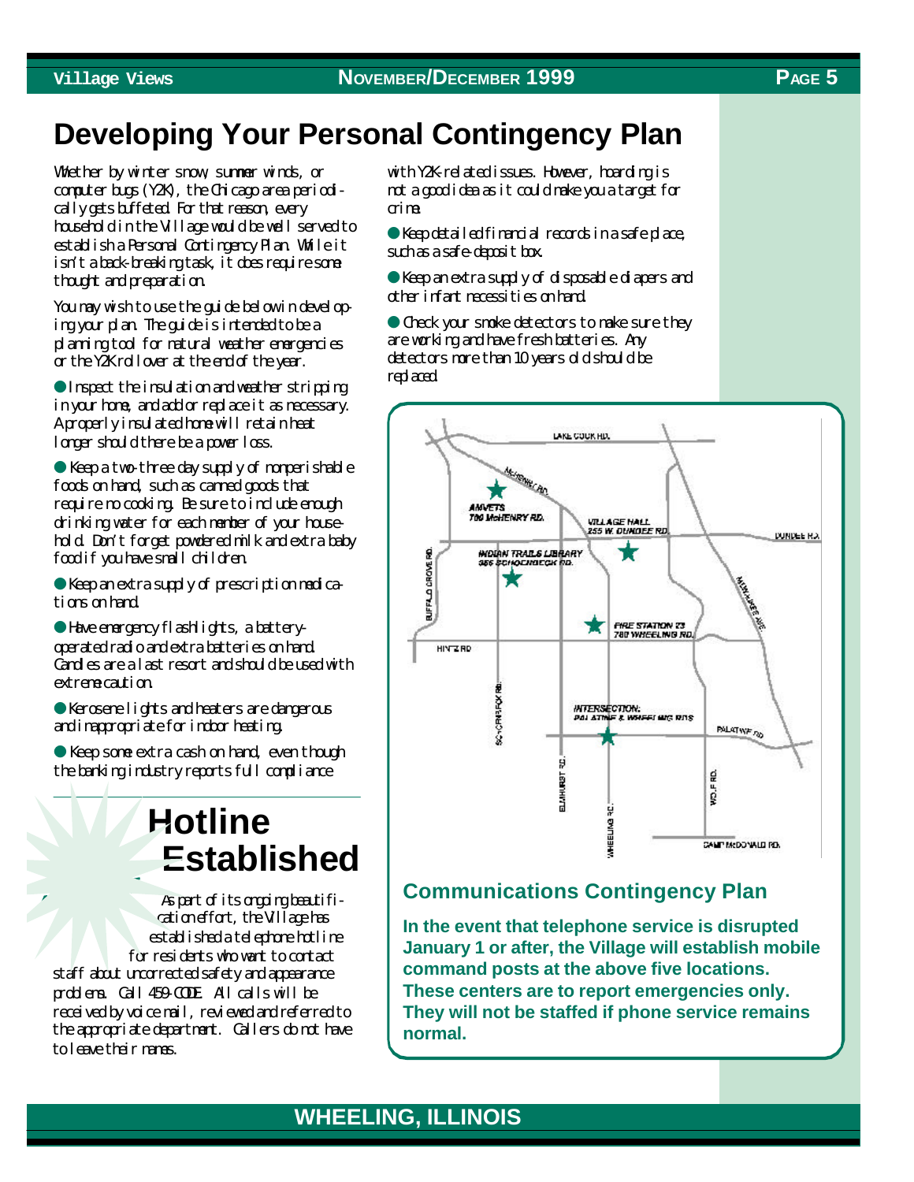# Developing Your Personal Contingency Plan

Whether by winter snow, summer winds, or computer bugs (Y2K), the Chicago area periodically gets buffeted. For that reason, every household in the Village would be well served to establish a Personal Contingency Plan. While it isn't a back-breaking task, it does require some thought and preparation.

You may wish to use the guide below in developing your plan. The guide is intended to be a planning tool for natural weather emergencies or the Y2K rollover at the end of the year.

- Inspect the insulation and weather stripping in your home, and add or replace it as necessary. A properly insulated home will retain heat longer should there be a power loss.
- Keep a two-three day supply of nonperishable foods on hand, such as canned goods that require no cooking. Be sure to include enough drinking water for each member of your household. Don't forget powdered milk and extra baby food if you have small children.
- Keep an extra supply of prescription medications on hand.
- Have emergency flashlights, a battery-operated radio and extra batteries on hand. Candles are a last resort and should be used with extreme caution.
- Kerosene lights and heaters are dangerous and inappropriate for indoor heating.
- Keep some extra cash on hand, even though the banking industry reports full compliance with Y2K-related issues. However, hoarding is not a good idea as it could make you a target for crime.
- Keep detailed financial records in a safe place, such as a safe-deposit box.
- Keep an extra supply of disposable diapers and other infant necessities on hand.
- Check your smoke detectors to make sure they are working and have fresh batteries. Any detectors more than 10 years old should be replaced.

## Hotline Established

As part of its ongoing beautification effort, the Village has established a telephone hotline for residents who want to contact staff about uncorrected safety and appearance problems. Call 459-CODE. All calls will be received by voice mail, reviewed and referred to the appropriate department. Callers do not have to leave their names.

## Communications Contingency Plan

**In the event that telephone service is disrupted January 1 or after, the Village will establish mobile command posts at the above five locations. These centers are to report emergencies only. They will not be staffed if phone service remains normal.**

Map locations:
- AMVETS, 700 McHenry Rd.
- Village Hall, 255 W. Dundee Rd.
- Indian Trails Library, 355 Schoenbeck Rd.
- Fire Station 23, 780 Wheeling Rd.
- Intersection: Palatine & Wheeling Rds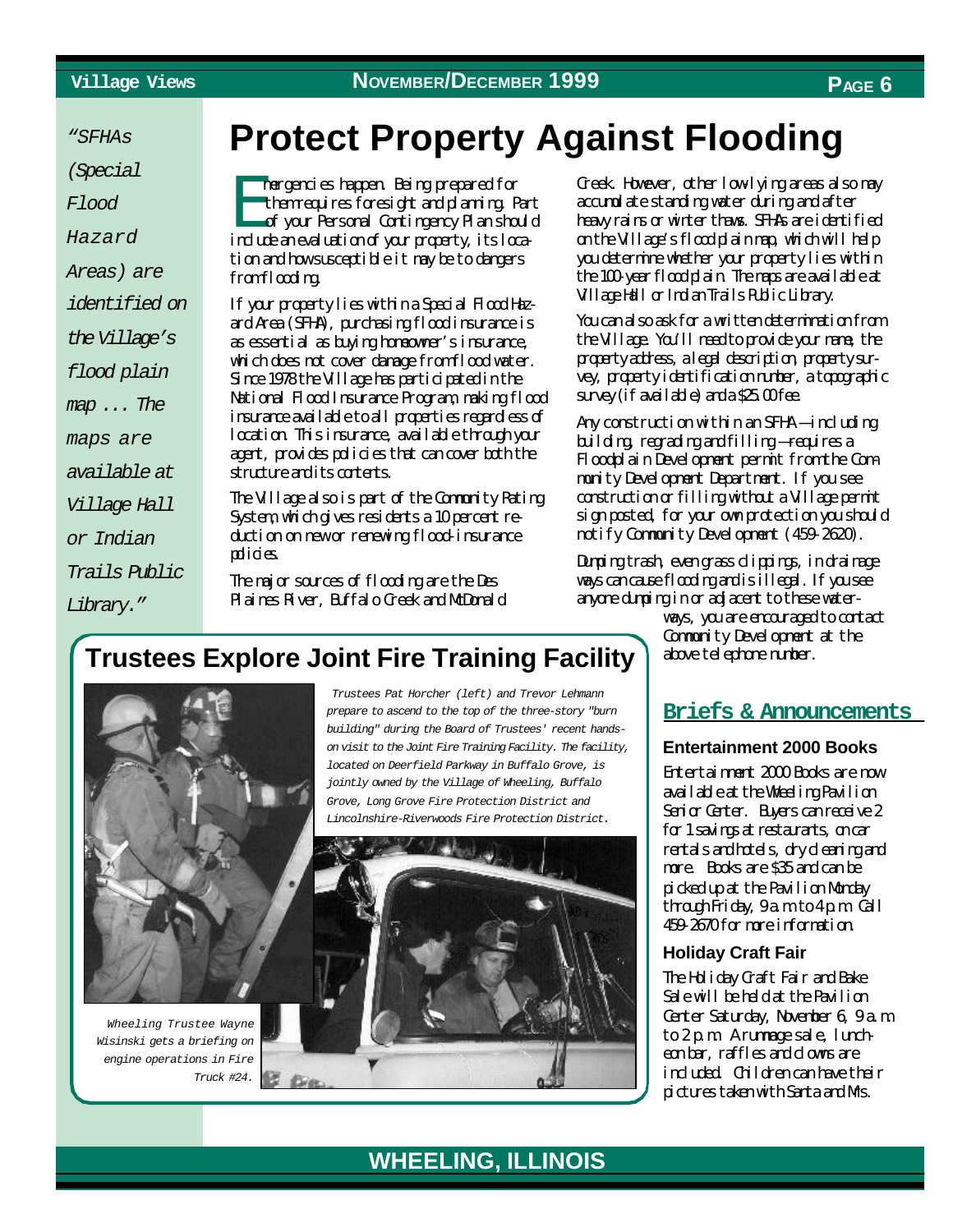*"SFHAs (Special Flood Hazard Areas) are identified on the Village's flood plain map ... The maps are available at Village Hall or Indian Trails Public Library."*

# Protect Property Against Flooding

Emergencies happen. Being prepared for them requires foresight and planning. Part of your Personal Contingency Plan should include an evaluation of your property, its location and how susceptible it may be to dangers from flooding.

If your property lies within a Special Flood Hazard Area (SFHA), purchasing flood insurance is as essential as buying homeowner's insurance, which does not cover damage from flood water. Since 1978 the Village has participated in the National Flood Insurance Program, making flood insurance available to all properties regardless of location. This insurance, available through your agent, provides policies that can cover both the structure and its contents.

The Village also is part of the Community Rating System, which gives residents a 10 percent reduction on new or renewing flood-insurance policies.

The major sources of flooding are the Des Plaines River, Buffalo Creek and McDonald Creek. However, other low lying areas also may accumulate standing water during and after heavy rains or winter thaws. SFHAs are identified on the Village's flood plain map, which will help you determine whether your property lies within the 100-year flood plain. The maps are available at Village Hall or Indian Trails Public Library.

You can also ask for a written determination from the Village. You'll need to provide your name, the property address, a legal description, property survey, property identification number, a topographic survey (if available) and a $25.00 fee.

Any construction within an SFHA—including building, regrading and filling—requires a Floodplain Development permit from the Community Development Department. If you see construction or filling without a Village permit sign posted, for your own protection you should notify Community Development (459-2620).

Dumping trash, even grass clippings, in drainage ways can cause flooding and is illegal. If you see anyone dumping in or adjacent to these waterways, you are encouraged to contact Community Development at the above telephone number.

## Trustees Explore Joint Fire Training Facility

*Trustees Pat Horcher (left) and Trevor Lehmann prepare to ascend to the top of the three-story "burn building" during the Board of Trustees' recent hands-on visit to the Joint Fire Training Facility. The facility, located on Deerfield Parkway in Buffalo Grove, is jointly owned by the Village of Wheeling, Buffalo Grove, Long Grove Fire Protection District and Lincolnshire-Riverwoods Fire Protection District.*

*Wheeling Trustee Wayne Wisinski gets a briefing on engine operations in Fire Truck #24.*

## Briefs & Announcements

### Entertainment 2000 Books

Entertainment 2000 Books are now available at the Wheeling Pavilion Senior Center. Buyers can receive 2 for 1 savings at restaurants, on car rentals and hotels, dry cleaning and more. Books are $35 and can be picked up at the Pavilion Monday through Friday, 9 a.m. to 4 p.m. Call 459-2670 for more information.

### Holiday Craft Fair

The Holiday Craft Fair and Bake Sale will be held at the Pavilion Center Saturday, November 6, 9 a.m. to 2 p.m. A rummage sale, luncheon bar, raffles and clowns are included. Children can have their pictures taken with Santa and Mrs.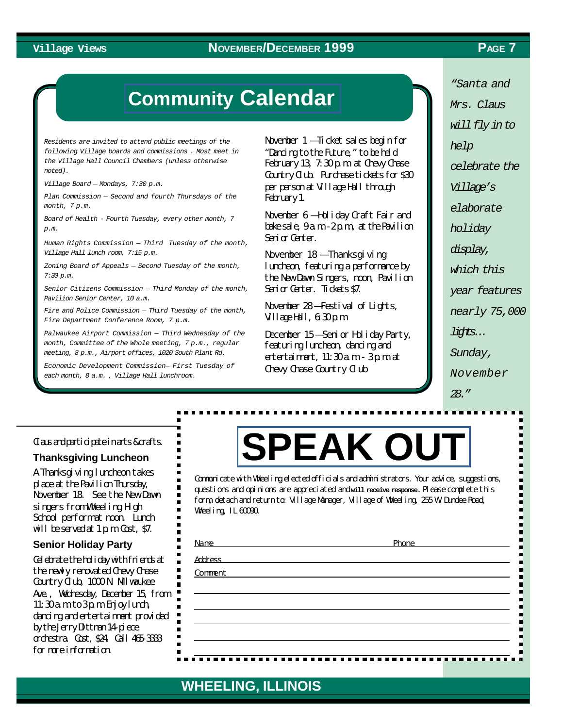# Community Calendar

*Residents are invited to attend public meetings of the following Village boards and commissions . Most meet in the Village Hall Council Chambers (unless otherwise noted).*

*Village Board — Mondays, 7:30 p.m.*

*Plan Commission — Second and fourth Thursdays of the month, 7 p.m.*

*Board of Health - Fourth Tuesday, every other month, 7 p.m.*

*Human Rights Commission — Third Tuesday of the month, Village Hall lunch room, 7:15 p.m.*

*Zoning Board of Appeals — Second Tuesday of the month, 7:30 p.m.*

*Senior Citizens Commission — Third Monday of the month, Pavilion Senior Center, 10 a.m.*

*Fire and Police Commission — Third Tuesday of the month, Fire Department Conference Room, 7 p.m.*

*Palwaukee Airport Commission — Third Wednesday of the month, Committee of the Whole meeting, 7 p.m., regular meeting, 8 p.m., Airport offices, 1020 South Plant Rd.*

*Economic Development Commission— First Tuesday of each month, 8 a.m. , Village Hall lunchroom.*

November 1 —Ticket sales begin for "Dancing to the Future," to be held February 13, 7:30 p.m. at Chevy Chase Country Club. Purchase tickets for $30 per person at Village Hall through February 1.

November 6 —Holiday Craft Fair and bake sale, 9 a.m.-2 p.m., at the Pavilion Senior Center.

November 18 —Thanksgiving luncheon, featuring a performance by the New Dawn Singers, noon, Pavilion Senior Center. Tickets $7.

November 28 —Festival of Lights, Village Hall, 6:30 p.m.

December 15 —Senior Holiday Party, featuring luncheon, dancing and entertaiment, 11:30 a.m.- 3 p.m. at Chevy Chase Country Club

*"Santa and Mrs. Claus will fly in to help celebrate the Village's elaborate holiday display, which this year features nearly 75,000 lights… Sunday, November 28."*

Claus and participate in arts & crafts.

### Thanksgiving Luncheon

A Thanksgiving luncheon takes place at the Pavilion Thursday, November 18. See the New Dawn singers from Wheeling High School perform at noon. Lunch will be served at 1 p.m. Cost, $7.

### Senior Holiday Party

Celebrate the holiday with friends at the newly renovated Chevy Chase Country Club, 1000 N. Milwaukee Ave., Wednesday, December 15, from 11:30 a.m. to 3 p.m. Enjoy lunch, dancing and entertaiment provided by the Jerry Dittman 14-piece orchestra. Cost, $24. Call 465-3333 for more information.

# SPEAK OUT

Communicate with Wheeling elected officials and administrators. Your advice, suggestions, questions and opinions are appreciated and **will receive response**. Please complete this form, detach and return to: Village Manager, Village of Wheeling, 255 W. Dundee Road, Wheeling, IL 60090.

Name ________________________ Phone ________________________

Address ________________________________________________

Comment ________________________________________________

WHEELING, ILLINOIS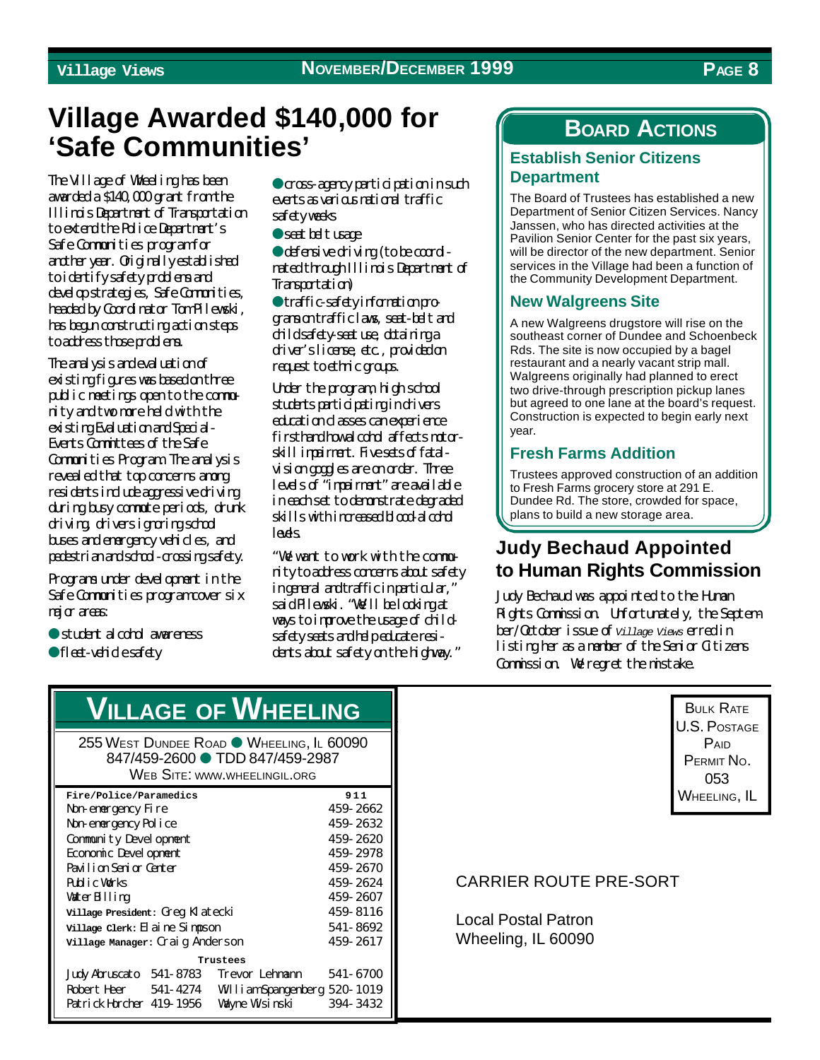# Village Awarded $140,000 for 'Safe Communities'

The Village of Wheeling has been awarded a $140,000 grant from the Illinois Department of Transportation to extend the Police Department's Safe Communities program for another year. Originally established to identify safety problems and develop strategies, Safe Communities, headed by Coordinator Tom Pilewski, has begun constructing action steps to address those problems.

The analysis and evaluation of existing figures was based on three public meetings open to the community and two more held with the existing Evaluation and Special-Events Committees of the Safe Communities Program. The analysis revealed that top concerns among residents include aggressive driving during busy commute periods, drunk driving, drivers ignoring school buses and emergency vehicles, and pedestrian and school-crossing safety.

Programs under development in the Safe Communities program cover six major areas:

- student alcohol awareness
- fleet-vehicle safety
- cross-agency participation in such events as various national traffic safety weeks
- seat belt usage
- defensive driving (to be coordinated through Illinois Department of Transportation)
- traffic-safety information programs on traffic laws, seat-belt and child safety-seat use, obtaining a driver's license, etc., provided on request to ethnic groups.

Under the program, high school students participating in drivers education classes can experience firsthand how alcohol affects motor-skill impairment. Five sets of fatal-vision goggles are on order. Three levels of "impairment" are available in each set to demonstrate degraded skills with increased blood-alcohol levels.

"We want to work with the community to address concerns about safety in general and traffic in particular," said Pilewski. "We'll be looking at ways to improve the usage of child-safety seats and help educate residents about safety on the highway."

## Board Actions

### Establish Senior Citizens Department

The Board of Trustees has established a new Department of Senior Citizen Services. Nancy Janssen, who has directed activities at the Pavilion Senior Center for the past six years, will be director of the new department. Senior services in the Village had been a function of the Community Development Department.

### New Walgreens Site

A new Walgreens drugstore will rise on the southeast corner of Dundee and Schoenbeck Rds. The site is now occupied by a bagel restaurant and a nearly vacant strip mall. Walgreens originally had planned to erect two drive-through prescription pickup lanes but agreed to one lane at the board's request. Construction is expected to begin early next year.

### Fresh Farms Addition

Trustees approved construction of an addition to Fresh Farms grocery store at 291 E. Dundee Rd. The store, crowded for space, plans to build a new storage area.

# Judy Bechaud Appointed to Human Rights Commission

Judy Bechaud was appointed to the Human Rights Commission. Unfortunately, the September/October issue of *Village Views* erred in listing her as a member of the Senior Citizens Commission. We regret the mistake.

## Village of Wheeling

255 West Dundee Road ● Wheeling, IL 60090
847/459-2600 ● TDD 847/459-2987
Web Site: www.wheelingil.org

| | |
|---|---|
| **Fire/Police/Paramedics** | **911** |
| Non-emergency Fire | 459-2662 |
| Non-emergency Police | 459-2632 |
| Community Development | 459-2620 |
| Economic Development | 459-2978 |
| Pavilion Senior Center | 459-2670 |
| Public Works | 459-2624 |
| Water Billing | 459-2607 |
| **Village President:** Greg Klatecki | 459-8116 |
| **Village Clerk:** Elaine Simpson | 541-8692 |
| **Village Manager:** Craig Anderson | 459-2617 |

**Trustees**

| | | | |
|---|---|---|---|
| Judy Abruscato | 541-8783 | Trevor Lehmann | 541-6700 |
| Robert Heer | 541-4274 | William Spangenberg | 520-1019 |
| Patrick Horcher | 419-1956 | Wayne Wisinski | 394-3432 |

Bulk Rate
U.S. Postage
Paid
Permit No.
053
Wheeling, IL

CARRIER ROUTE PRE-SORT

Local Postal Patron
Wheeling, IL 60090